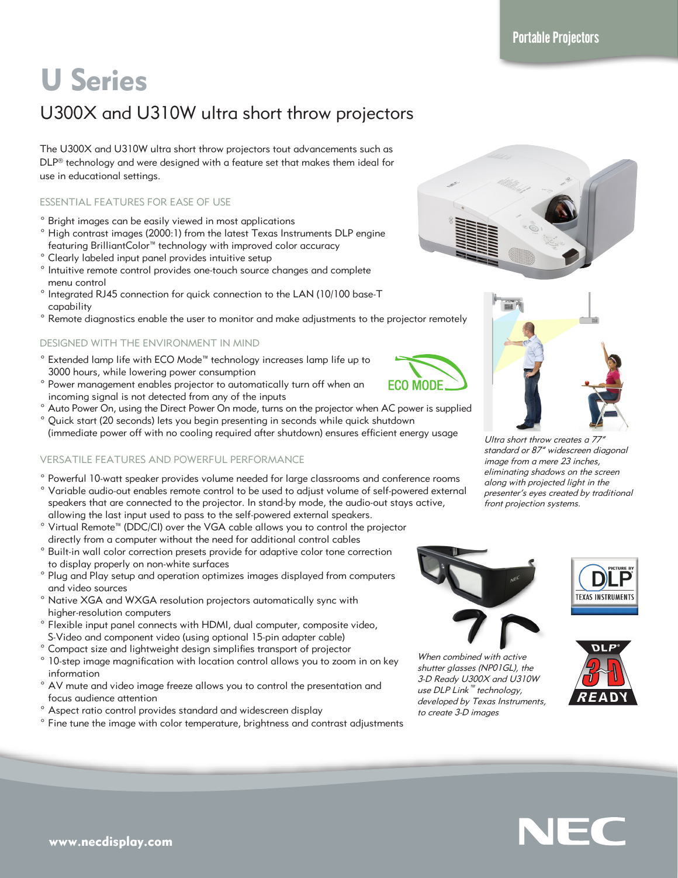Portable Projectors

# U Series

## U300X and U310W ultra short throw projectors

The U300X and U310W ultra short throw projectors tout advancements such as DLP® technology and were designed with a feature set that makes them ideal for use in educational settings.

### ESSENTIAL FEATURES FOR EASE OF USE

- Bright images can be easily viewed in most applications
- High contrast images (2000:1) from the latest Texas Instruments DLP engine featuring BrilliantColor™ technology with improved color accuracy
- Clearly labeled input panel provides intuitive setup
- Intuitive remote control provides one-touch source changes and complete menu control
- Integrated RJ45 connection for quick connection to the LAN (10/100 base-T capability
- Remote diagnostics enable the user to monitor and make adjustments to the projector remotely

### DESIGNED WITH THE ENVIRONMENT IN MIND

- Extended lamp life with ECO Mode™ technology increases lamp life up to 3000 hours, while lowering power consumption
- Power management enables projector to automatically turn off when an incoming signal is not detected from any of the inputs
- Auto Power On, using the Direct Power On mode, turns on the projector when AC power is supplied
- Quick start (20 seconds) lets you begin presenting in seconds while quick shutdown (immediate power off with no cooling required after shutdown) ensures efficient energy usage

### VERSATILE FEATURES AND POWERFUL PERFORMANCE

- Powerful 10-watt speaker provides volume needed for large classrooms and conference rooms
- Variable audio-out enables remote control to be used to adjust volume of self-powered external speakers that are connected to the projector. In stand-by mode, the audio-out stays active, allowing the last input used to pass to the self-powered external speakers.
- Virtual Remote™ (DDC/CI) over the VGA cable allows you to control the projector directly from a computer without the need for additional control cables
- Built-in wall color correction presets provide for adaptive color tone correction to display properly on non-white surfaces
- Plug and Play setup and operation optimizes images displayed from computers and video sources
- Native XGA and WXGA resolution projectors automatically sync with higher-resolution computers
- Flexible input panel connects with HDMI, dual computer, composite video, S-Video and component video (using optional 15-pin adapter cable)
- Compact size and lightweight design simplifies transport of projector
- 10-step image magnification with location control allows you to zoom in on key information
- AV mute and video image freeze allows you to control the presentation and focus audience attention
- Aspect ratio control provides standard and widescreen display
- Fine tune the image with color temperature, brightness and contrast adjustments

*Ultra short throw creates a 77" standard or 87" widescreen diagonal image from a mere 23 inches, eliminating shadows on the screen along with projected light in the presenter's eyes created by traditional front projection systems.*

*When combined with active shutter glasses (NP01GL), the 3-D Ready U300X and U310W use DLP Link™ technology, developed by Texas Instruments, to create 3-D images*

www.necdisplay.com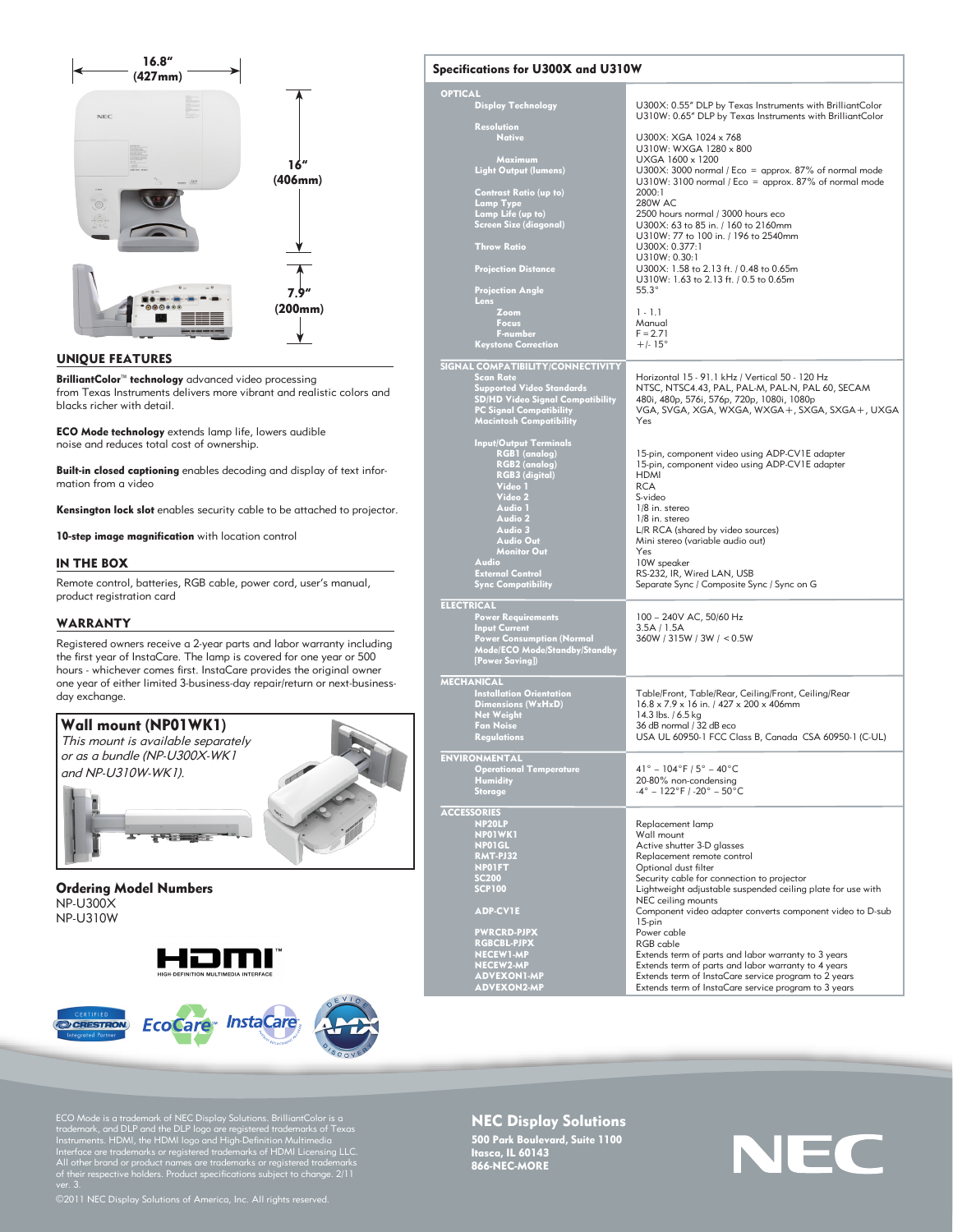16.8" (427mm)

16" (406mm)

7.9" (200mm)

## UNIQUE FEATURES

**BrilliantColor™ technology** advanced video processing from Texas Instruments delivers more vibrant and realistic colors and blacks richer with detail.

**ECO Mode technology** extends lamp life, lowers audible noise and reduces total cost of ownership.

**Built-in closed captioning** enables decoding and display of text information from a video

**Kensington lock slot** enables security cable to be attached to projector.

**10-step image magnification** with location control

## IN THE BOX

Remote control, batteries, RGB cable, power cord, user's manual, product registration card

## WARRANTY

Registered owners receive a 2-year parts and labor warranty including the first year of InstaCare. The lamp is covered for one year or 500 hours - whichever comes first. InstaCare provides the original owner one year of either limited 3-business-day repair/return or next-business-day exchange.

## Wall mount (NP01WK1)

*This mount is available separately or as a bundle (NP-U300X-WK1 and NP-U310W-WK1).*

## Ordering Model Numbers

NP-U300X
NP-U310W

## Specifications for U300X and U310W

| | |
|---|---|
| **OPTICAL** | |
| Display Technology | U300X: 0.55" DLP by Texas Instruments with BrilliantColor<br>U310W: 0.65" DLP by Texas Instruments with BrilliantColor |
| Resolution — Native | U300X: XGA 1024 x 768<br>U310W: WXGA 1280 x 800 |
| Maximum | UXGA 1600 x 1200 |
| Light Output (lumens) | U300X: 3000 normal / Eco = approx. 87% of normal mode<br>U310W: 3100 normal / Eco = approx. 87% of normal mode |
| Contrast Ratio (up to) | 2000:1 |
| Lamp Type | 280W AC |
| Lamp Life (up to) | 2500 hours normal / 3000 hours eco |
| Screen Size (diagonal) | U300X: 63 to 85 in. / 160 to 2160mm<br>U310W: 77 to 100 in. / 196 to 2540mm |
| Throw Ratio | U300X: 0.377:1<br>U310W: 0.30:1 |
| Projection Distance | U300X: 1.58 to 2.13 ft. / 0.48 to 0.65m<br>U310W: 1.63 to 2.13 ft. / 0.5 to 0.65m |
| Projection Angle | 55.3° |
| Lens — Zoom | 1 - 1.1 |
| Focus | Manual |
| F-number | F = 2.71 |
| Keystone Correction | +/- 15° |
| **SIGNAL COMPATIBILITY/CONNECTIVITY** | |
| Scan Rate | Horizontal 15 - 91.1 kHz / Vertical 50 - 120 Hz |
| Supported Video Standards | NTSC, NTSC4.43, PAL, PAL-M, PAL-N, PAL 60, SECAM |
| SD/HD Video Signal Compatibility | 480i, 480p, 576i, 576p, 720p, 1080i, 1080p |
| PC Signal Compatibility | VGA, SVGA, XGA, WXGA, WXGA+, SXGA, SXGA+, UXGA |
| Macintosh Compatibility | Yes |
| Input/Output Terminals — RGB1 (analog) | 15-pin, component video using ADP-CV1E adapter |
| RGB2 (analog) | 15-pin, component video using ADP-CV1E adapter |
| RGB3 (digital) | HDMI |
| Video 1 | RCA |
| Video 2 | S-video |
| Audio 1 | 1/8 in. stereo |
| Audio 2 | 1/8 in. stereo |
| Audio 3 | L/R RCA (shared by video sources) |
| Audio Out | Mini stereo (variable audio out) |
| Monitor Out | Yes |
| Audio | 10W speaker |
| External Control | RS-232, IR, Wired LAN, USB |
| Sync Compatibility | Separate Sync / Composite Sync / Sync on G |
| **ELECTRICAL** | |
| Power Requirements | 100 – 240V AC, 50/60 Hz |
| Input Current | 3.5A / 1.5A |
| Power Consumption (Normal Mode/ECO Mode/Standby/Standby [Power Saving]) | 360W / 315W / 3W / < 0.5W |
| **MECHANICAL** | |
| Installation Orientation | Table/Front, Table/Rear, Ceiling/Front, Ceiling/Rear |
| Dimensions (WxHxD) | 16.8 x 7.9 x 16 in. / 427 x 200 x 406mm |
| Net Weight | 14.3 lbs. / 6.5 kg |
| Fan Noise | 36 dB normal / 32 dB eco |
| Regulations | USA UL 60950-1 FCC Class B, Canada CSA 60950-1 (C-UL) |
| **ENVIRONMENTAL** | |
| Operational Temperature | 41° – 104°F / 5° – 40°C |
| Humidity | 20-80% non-condensing |
| Storage | -4° – 122°F / -20° – 50°C |
| **ACCESSORIES** | |
| NP20LP | Replacement lamp |
| NP01WK1 | Wall mount |
| NP01GL | Active shutter 3-D glasses |
| RMT-PJ32 | Replacement remote control |
| NP01FT | Optional dust filter |
| SC200 | Security cable for connection to projector |
| SCP100 | Lightweight adjustable suspended ceiling plate for use with NEC ceiling mounts |
| ADP-CV1E | Component video adapter converts component video to D-sub 15-pin |
| PWRCRD-PJPX | Power cable |
| RGBCBL-PJPX | RGB cable |
| NECEW1-MP | Extends term of parts and labor warranty to 3 years |
| NECEW2-MP | Extends term of parts and labor warranty to 4 years |
| ADVEXON1-MP | Extends term of InstaCare service program to 2 years |
| ADVEXON2-MP | Extends term of InstaCare service program to 3 years |

ECO Mode is a trademark of NEC Display Solutions. BrilliantColor is a trademark, and DLP and the DLP logo are registered trademarks of Texas Instruments. HDMI, the HDMI logo and High-Definition Multimedia Interface are trademarks or registered trademarks of HDMI Licensing LLC. All other brand or product names are trademarks or registered trademarks of their respective holders. Product specifications subject to change. 2/11 ver. 3.

©2011 NEC Display Solutions of America, Inc. All rights reserved.

**NEC Display Solutions**
**500 Park Boulevard, Suite 1100**
**Itasca, IL 60143**
**866-NEC-MORE**